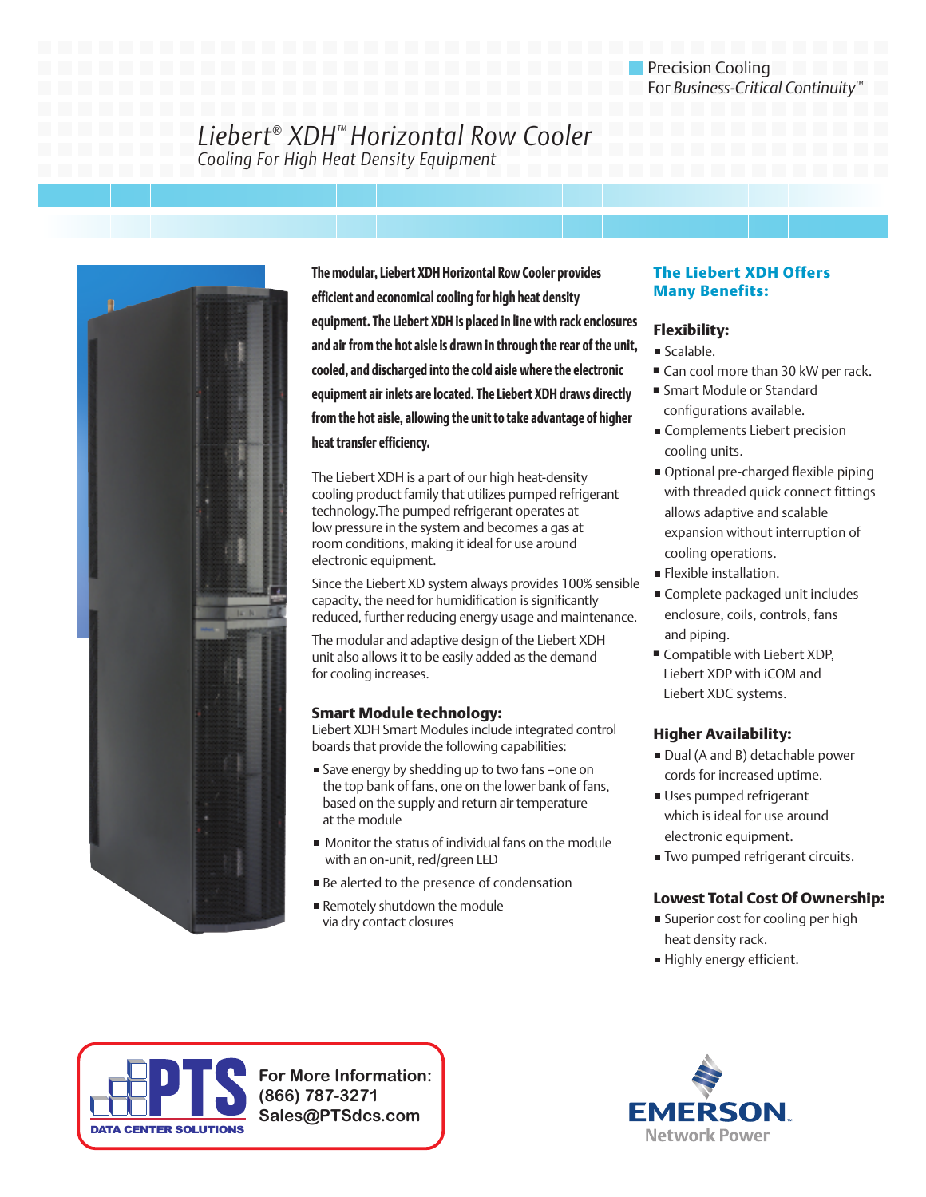Precision Cooling
For *Business-Critical Continuity™*

# Liebert® XDH™ Horizontal Row Cooler

*Cooling For High Heat Density Equipment*

**The modular, Liebert XDH Horizontal Row Cooler provides efficient and economical cooling for high heat density equipment. The Liebert XDH is placed in line with rack enclosures and air from the hot aisle is drawn in through the rear of the unit, cooled, and discharged into the cold aisle where the electronic equipment air inlets are located. The Liebert XDH draws directly from the hot aisle, allowing the unit to take advantage of higher heat transfer efficiency.**

The Liebert XDH is a part of our high heat-density cooling product family that utilizes pumped refrigerant technology.The pumped refrigerant operates at low pressure in the system and becomes a gas at room conditions, making it ideal for use around electronic equipment.

Since the Liebert XD system always provides 100% sensible capacity, the need for humidification is significantly reduced, further reducing energy usage and maintenance.

The modular and adaptive design of the Liebert XDH unit also allows it to be easily added as the demand for cooling increases.

### Smart Module technology:

Liebert XDH Smart Modules include integrated control boards that provide the following capabilities:

- Save energy by shedding up to two fans –one on the top bank of fans, one on the lower bank of fans, based on the supply and return air temperature at the module
- Monitor the status of individual fans on the module with an on-unit, red/green LED
- Be alerted to the presence of condensation
- Remotely shutdown the module via dry contact closures

## The Liebert XDH Offers Many Benefits:

### Flexibility:

- Scalable.
- Can cool more than 30 kW per rack.
- Smart Module or Standard configurations available.
- Complements Liebert precision cooling units.
- Optional pre-charged flexible piping with threaded quick connect fittings allows adaptive and scalable expansion without interruption of cooling operations.
- Flexible installation.
- Complete packaged unit includes enclosure, coils, controls, fans and piping.
- Compatible with Liebert XDP, Liebert XDP with iCOM and Liebert XDC systems.

### Higher Availability:

- Dual (A and B) detachable power cords for increased uptime.
- Uses pumped refrigerant which is ideal for use around electronic equipment.
- Two pumped refrigerant circuits.

### Lowest Total Cost Of Ownership:

- Superior cost for cooling per high heat density rack.
- Highly energy efficient.

PTS DATA CENTER SOLUTIONS

For More Information:
(866) 787-3271
Sales@PTSdcs.com

EMERSON Network Power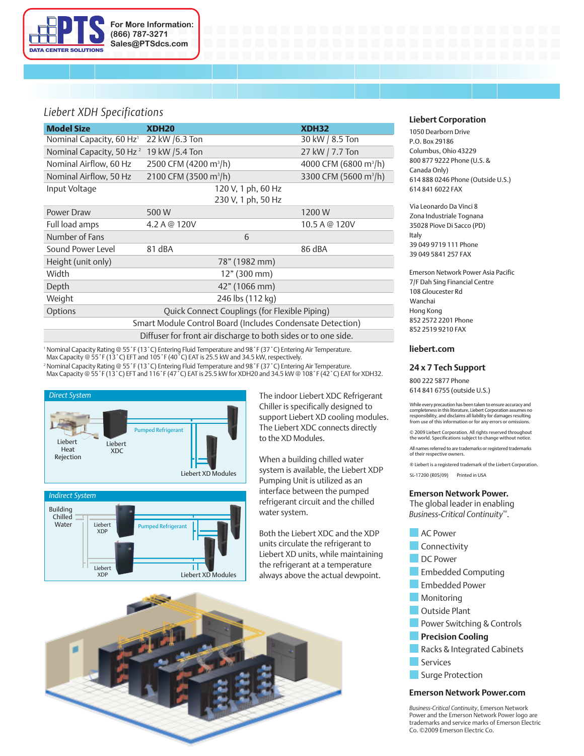For More Information:
(866) 787-3271
Sales@PTSdcs.com

## Liebert XDH Specifications

| Model Size | XDH20 | XDH32 |
|---|---|---|
| Nominal Capacity, 60 Hz[1] | 22 kW /6.3 Ton | 30 kW / 8.5 Ton |
| Nominal Capacity, 50 Hz [2] | 19 kW /5.4 Ton | 27 kW / 7.7 Ton |
| Nominal Airflow, 60 Hz | 2500 CFM (4200 $m^3$/h) | 4000 CFM (6800 $m^3$/h) |
| Nominal Airflow, 50 Hz | 2100 CFM (3500 $m^3$/h) | 3300 CFM (5600 $m^3$/h) |
| Input Voltage | 120 V, 1 ph, 60 Hz<br>230 V, 1 ph, 50 Hz | |
| Power Draw | 500 W | 1200 W |
| Full load amps | 4.2 A @ 120V | 10.5 A @ 120V |
| Number of Fans | 6 | |
| Sound Power Level | 81 dBA | 86 dBA |
| Height (unit only) | 78" (1982 mm) | |
| Width | 12" (300 mm) | |
| Depth | 42" (1066 mm) | |
| Weight | 246 lbs (112 kg) | |
| Options | Quick Connect Couplings (for Flexible Piping) | |
| | Smart Module Control Board (Includes Condensate Detection) | |
| | Diffuser for front air discharge to both sides or to one side. | |

[1] Nominal Capacity Rating @ 55˚F (13˚C) Entering Fluid Temperature and 98˚F (37˚C) Entering Air Temperature.
Max Capacity @ 55˚F (13˚C) EFT and 105˚F (40˚C) EAT is 25.5 kW and 34.5 kW, respectively.
[2] Nominal Capacity Rating @ 55˚F (13˚C) Entering Fluid Temperature and 98˚F (37˚C) Entering Air Temperature.
Max Capacity @ 55˚F (13˚C) EFT and 116˚F (47˚C) EAT is 25.5 kW for XDH20 and 34.5 kW @ 108˚F (42˚C) EAT for XDH32.

*Direct System*

Liebert Heat Rejection
Liebert XDC
Pumped Refrigerant
Liebert XD Modules

*Indirect System*

Building Chilled Water
Liebert XDP
Pumped Refrigerant
Liebert XDP
Liebert XD Modules

The indoor Liebert XDC Refrigerant Chiller is specifically designed to support Liebert XD cooling modules. The Liebert XDC connects directly to the XD Modules.

When a building chilled water system is available, the Liebert XDP Pumping Unit is utilized as an interface between the pumped refrigerant circuit and the chilled water system.

Both the Liebert XDC and the XDP units circulate the refrigerant to Liebert XD units, while maintaining the refrigerant at a temperature always above the actual dewpoint.

### Liebert Corporation

1050 Dearborn Drive
P.O. Box 29186
Columbus, Ohio 43229
800 877 9222 Phone (U.S. & Canada Only)
614 888 0246 Phone (Outside U.S.)
614 841 6022 FAX

Via Leonardo Da Vinci 8
Zona Industriale Tognana
35028 Piove Di Sacco (PD)
Italy
39 049 9719 111 Phone
39 049 5841 257 FAX

Emerson Network Power Asia Pacific
7/F Dah Sing Financial Centre
108 Gloucester Rd
Wanchai
Hong Kong
852 2572 2201 Phone
852 2519 9210 FAX

### liebert.com

### 24 x 7 Tech Support

800 222 5877 Phone
614 841 6755 (outside U.S.)

While every precaution has been taken to ensure accuracy and completeness in this literature, Liebert Corporation assumes no responsibility, and disclaims all liability for damages resulting from use of this information or for any errors or omissions.

© 2009 Liebert Corporation. All rights reserved throughout the world. Specifications subject to change without notice.

All names referred to are trademarks or registered trademarks of their respective owners.

® Liebert is a registered trademark of the Liebert Corporation.

SL-17200 (R05/09) Printed in USA

### Emerson Network Power.

The global leader in enabling *Business-Critical Continuity*™.

- AC Power
- Connectivity
- DC Power
- Embedded Computing
- Embedded Power
- Monitoring
- Outside Plant
- Power Switching & Controls
- **Precision Cooling**
- Racks & Integrated Cabinets
- Services
- Surge Protection

### Emerson Network Power.com

*Business-Critical Continuity*, Emerson Network Power and the Emerson Network Power logo are trademarks and service marks of Emerson Electric Co. ©2009 Emerson Electric Co.